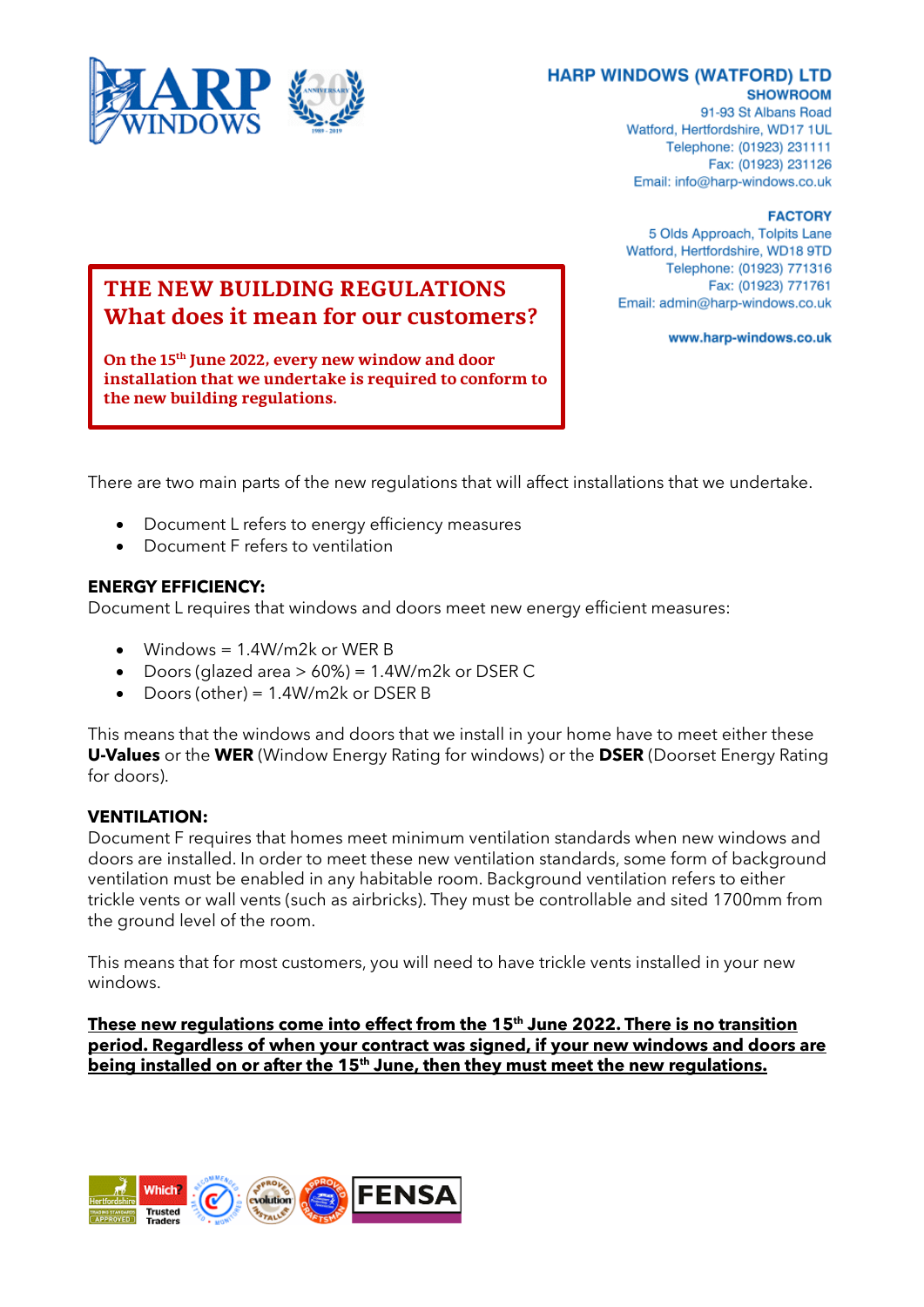HARP WINDOWS

**HARP WINDOWS (WATFORD) LTD**

**SHOWROOM**
91-93 St Albans Road
Watford, Hertfordshire, WD17 1UL
Telephone: (01923) 231111
Fax: (01923) 231126
Email: info@harp-windows.co.uk

**FACTORY**
5 Olds Approach, Tolpits Lane
Watford, Hertfordshire, WD18 9TD
Telephone: (01923) 771316
Fax: (01923) 771761
Email: admin@harp-windows.co.uk

**www.harp-windows.co.uk**

# THE NEW BUILDING REGULATIONS
# What does it mean for our customers?

**On the 15th June 2022, every new window and door installation that we undertake is required to conform to the new building regulations.**

There are two main parts of the new regulations that will affect installations that we undertake.

- Document L refers to energy efficiency measures
- Document F refers to ventilation

**ENERGY EFFICIENCY:**
Document L requires that windows and doors meet new energy efficient measures:

- Windows = 1.4W/m2k or WER B
- Doors (glazed area > 60%) = 1.4W/m2k or DSER C
- Doors (other) = 1.4W/m2k or DSER B

This means that the windows and doors that we install in your home have to meet either these **U-Values** or the **WER** (Window Energy Rating for windows) or the **DSER** (Doorset Energy Rating for doors).

**VENTILATION:**
Document F requires that homes meet minimum ventilation standards when new windows and doors are installed. In order to meet these new ventilation standards, some form of background ventilation must be enabled in any habitable room. Background ventilation refers to either trickle vents or wall vents (such as airbricks). They must be controllable and sited 1700mm from the ground level of the room.

This means that for most customers, you will need to have trickle vents installed in your new windows.

**These new regulations come into effect from the 15th June 2022. There is no transition period. Regardless of when your contract was signed, if your new windows and doors are being installed on or after the 15th June, then they must meet the new regulations.**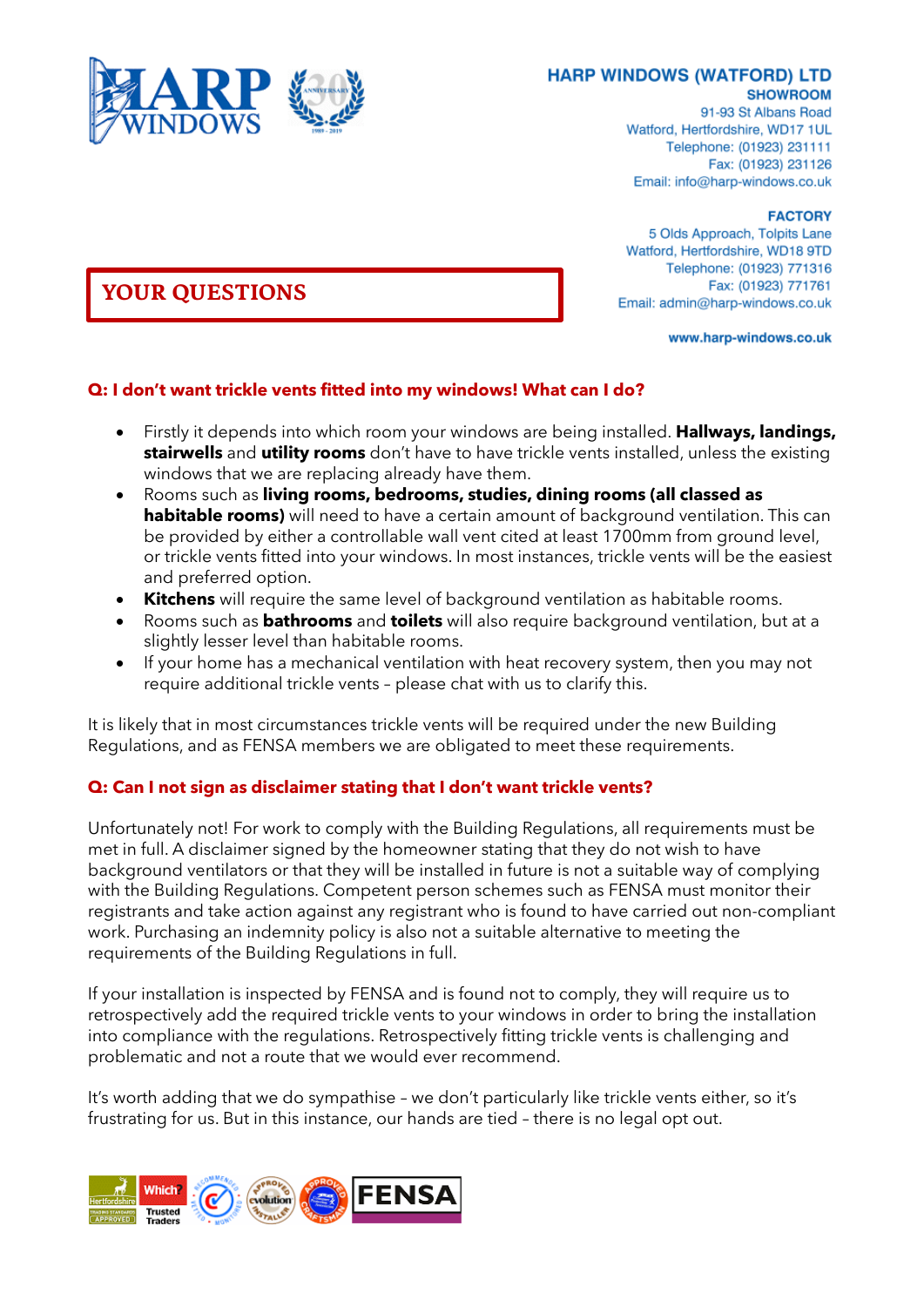**HARP WINDOWS (WATFORD) LTD**

**SHOWROOM**
91-93 St Albans Road
Watford, Hertfordshire, WD17 1UL
Telephone: (01923) 231111
Fax: (01923) 231126
Email: info@harp-windows.co.uk

**FACTORY**
5 Olds Approach, Tolpits Lane
Watford, Hertfordshire, WD18 9TD
Telephone: (01923) 771316
Fax: (01923) 771761
Email: admin@harp-windows.co.uk

**www.harp-windows.co.uk**

# YOUR QUESTIONS

### Q: I don't want trickle vents fitted into my windows! What can I do?

- Firstly it depends into which room your windows are being installed. **Hallways, landings, stairwells** and **utility rooms** don't have to have trickle vents installed, unless the existing windows that we are replacing already have them.
- Rooms such as **living rooms, bedrooms, studies, dining rooms (all classed as habitable rooms)** will need to have a certain amount of background ventilation. This can be provided by either a controllable wall vent cited at least 1700mm from ground level, or trickle vents fitted into your windows. In most instances, trickle vents will be the easiest and preferred option.
- **Kitchens** will require the same level of background ventilation as habitable rooms.
- Rooms such as **bathrooms** and **toilets** will also require background ventilation, but at a slightly lesser level than habitable rooms.
- If your home has a mechanical ventilation with heat recovery system, then you may not require additional trickle vents – please chat with us to clarify this.

It is likely that in most circumstances trickle vents will be required under the new Building Regulations, and as FENSA members we are obligated to meet these requirements.

### Q: Can I not sign as disclaimer stating that I don't want trickle vents?

Unfortunately not! For work to comply with the Building Regulations, all requirements must be met in full. A disclaimer signed by the homeowner stating that they do not wish to have background ventilators or that they will be installed in future is not a suitable way of complying with the Building Regulations. Competent person schemes such as FENSA must monitor their registrants and take action against any registrant who is found to have carried out non-compliant work. Purchasing an indemnity policy is also not a suitable alternative to meeting the requirements of the Building Regulations in full.

If your installation is inspected by FENSA and is found not to comply, they will require us to retrospectively add the required trickle vents to your windows in order to bring the installation into compliance with the regulations. Retrospectively fitting trickle vents is challenging and problematic and not a route that we would ever recommend.

It's worth adding that we do sympathise – we don't particularly like trickle vents either, so it's frustrating for us. But in this instance, our hands are tied – there is no legal opt out.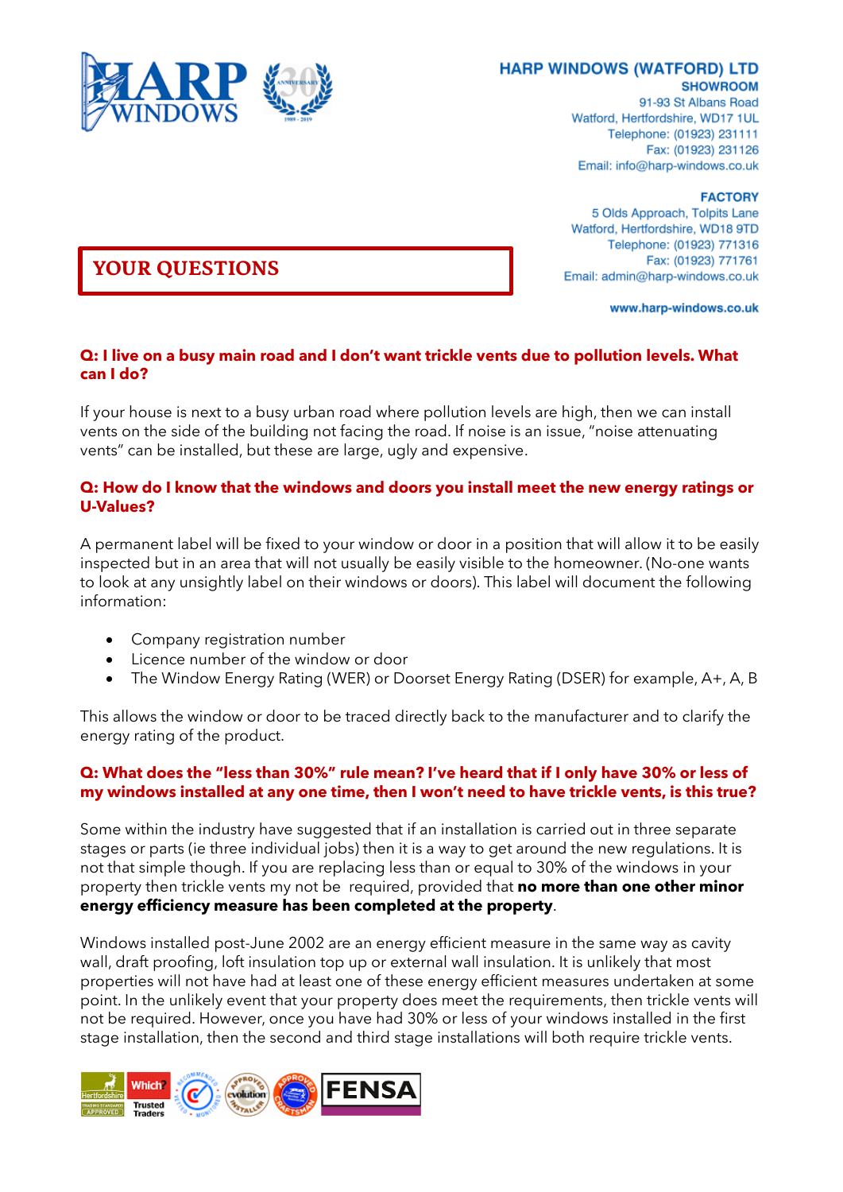**HARP WINDOWS (WATFORD) LTD**

**SHOWROOM**
91-93 St Albans Road
Watford, Hertfordshire, WD17 1UL
Telephone: (01923) 231111
Fax: (01923) 231126
Email: info@harp-windows.co.uk

**FACTORY**
5 Olds Approach, Tolpits Lane
Watford, Hertfordshire, WD18 9TD
Telephone: (01923) 771316
Fax: (01923) 771761
Email: admin@harp-windows.co.uk

www.harp-windows.co.uk

# YOUR QUESTIONS

### Q: I live on a busy main road and I don't want trickle vents due to pollution levels. What can I do?

If your house is next to a busy urban road where pollution levels are high, then we can install vents on the side of the building not facing the road. If noise is an issue, "noise attenuating vents" can be installed, but these are large, ugly and expensive.

### Q: How do I know that the windows and doors you install meet the new energy ratings or U-Values?

A permanent label will be fixed to your window or door in a position that will allow it to be easily inspected but in an area that will not usually be easily visible to the homeowner. (No-one wants to look at any unsightly label on their windows or doors). This label will document the following information:

- Company registration number
- Licence number of the window or door
- The Window Energy Rating (WER) or Doorset Energy Rating (DSER) for example, A+, A, B

This allows the window or door to be traced directly back to the manufacturer and to clarify the energy rating of the product.

### Q: What does the "less than 30%" rule mean? I've heard that if I only have 30% or less of my windows installed at any one time, then I won't need to have trickle vents, is this true?

Some within the industry have suggested that if an installation is carried out in three separate stages or parts (ie three individual jobs) then it is a way to get around the new regulations. It is not that simple though. If you are replacing less than or equal to 30% of the windows in your property then trickle vents my not be required, provided that **no more than one other minor energy efficiency measure has been completed at the property**.

Windows installed post-June 2002 are an energy efficient measure in the same way as cavity wall, draft proofing, loft insulation top up or external wall insulation. It is unlikely that most properties will not have had at least one of these energy efficient measures undertaken at some point. In the unlikely event that your property does meet the requirements, then trickle vents will not be required. However, once you have had 30% or less of your windows installed in the first stage installation, then the second and third stage installations will both require trickle vents.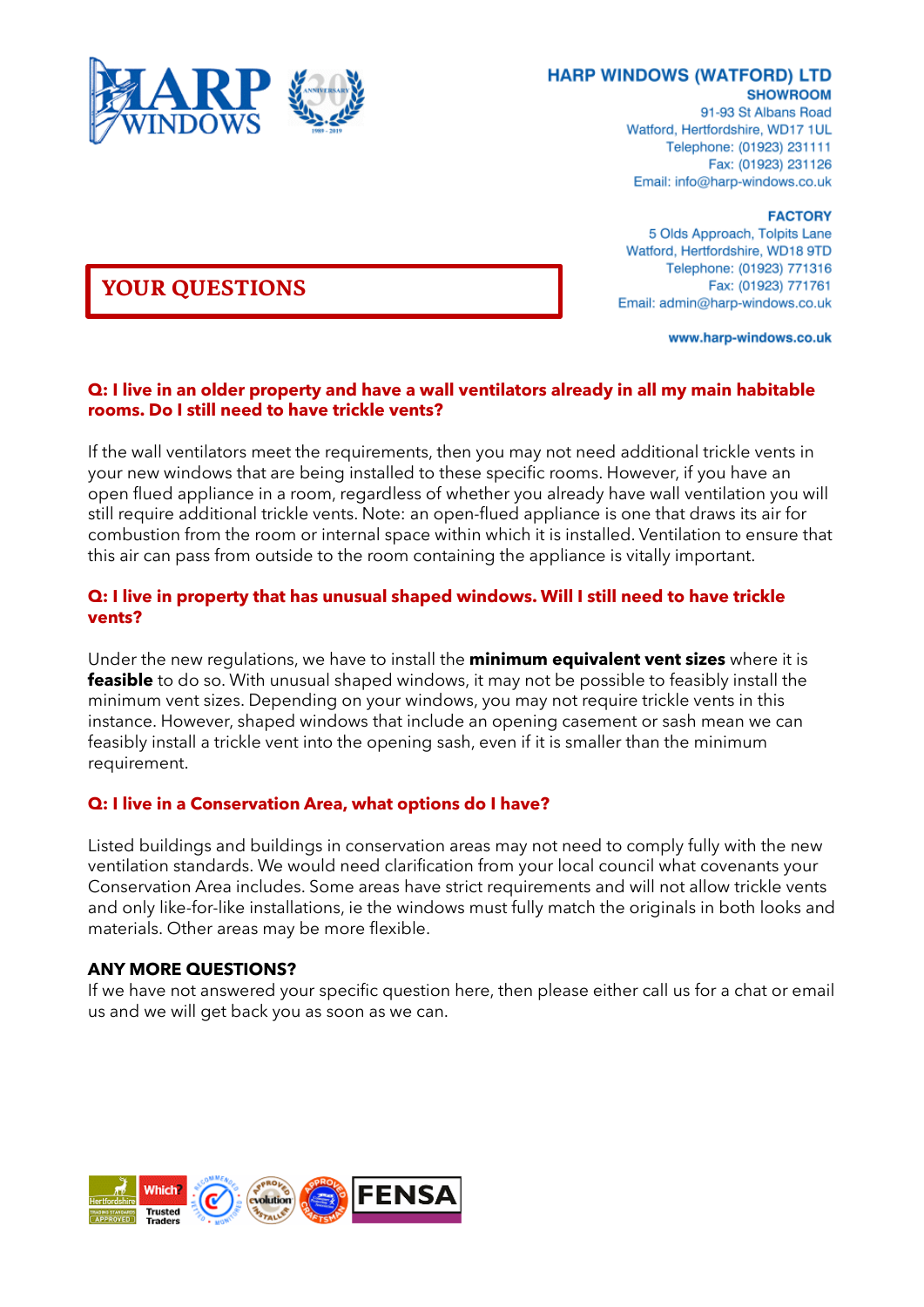HARP WINDOWS (WATFORD) LTD

**SHOWROOM**
91-93 St Albans Road
Watford, Hertfordshire, WD17 1UL
Telephone: (01923) 231111
Fax: (01923) 231126
Email: info@harp-windows.co.uk

**FACTORY**
5 Olds Approach, Tolpits Lane
Watford, Hertfordshire, WD18 9TD
Telephone: (01923) 771316
Fax: (01923) 771761
Email: admin@harp-windows.co.uk

www.harp-windows.co.uk

# YOUR QUESTIONS

### Q: I live in an older property and have a wall ventilators already in all my main habitable rooms. Do I still need to have trickle vents?

If the wall ventilators meet the requirements, then you may not need additional trickle vents in your new windows that are being installed to these specific rooms. However, if you have an open flued appliance in a room, regardless of whether you already have wall ventilation you will still require additional trickle vents. Note: an open-flued appliance is one that draws its air for combustion from the room or internal space within which it is installed. Ventilation to ensure that this air can pass from outside to the room containing the appliance is vitally important.

### Q: I live in property that has unusual shaped windows. Will I still need to have trickle vents?

Under the new regulations, we have to install the **minimum equivalent vent sizes** where it is **feasible** to do so. With unusual shaped windows, it may not be possible to feasibly install the minimum vent sizes. Depending on your windows, you may not require trickle vents in this instance. However, shaped windows that include an opening casement or sash mean we can feasibly install a trickle vent into the opening sash, even if it is smaller than the minimum requirement.

### Q: I live in a Conservation Area, what options do I have?

Listed buildings and buildings in conservation areas may not need to comply fully with the new ventilation standards. We would need clarification from your local council what covenants your Conservation Area includes. Some areas have strict requirements and will not allow trickle vents and only like-for-like installations, ie the windows must fully match the originals in both looks and materials. Other areas may be more flexible.

### ANY MORE QUESTIONS?

If we have not answered your specific question here, then please either call us for a chat or email us and we will get back you as soon as we can.